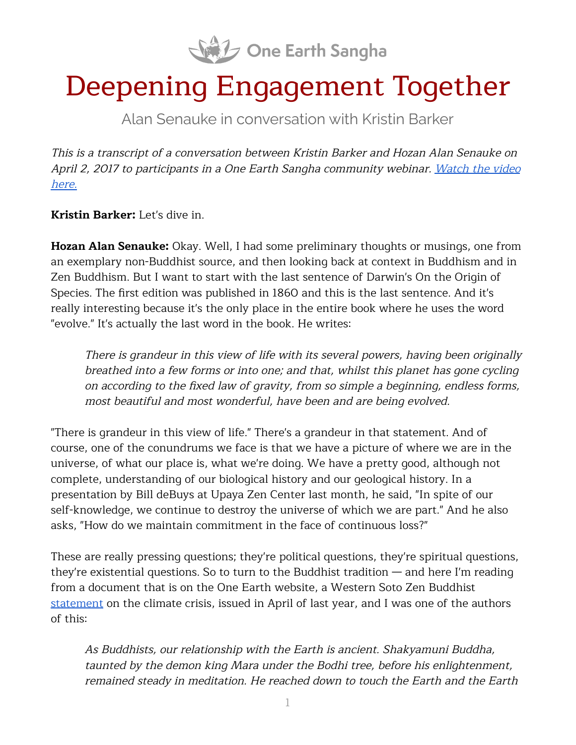One Earth Sangha

# Deepening Engagement Together

Alan Senauke in conversation with Kristin Barker

*This is a transcript of a conversation between Kristin Barker and Hozan Alan Senauke on April 2, 2017 to participants in a One Earth Sangha community webinar. [Watch the video here.]()*

**Kristin Barker:** Let's dive in.

**Hozan Alan Senauke:** Okay. Well, I had some preliminary thoughts or musings, one from an exemplary non-Buddhist source, and then looking back at context in Buddhism and in Zen Buddhism. But I want to start with the last sentence of Darwin's On the Origin of Species. The first edition was published in 1860 and this is the last sentence. And it's really interesting because it's the only place in the entire book where he uses the word "evolve." It's actually the last word in the book. He writes:

> *There is grandeur in this view of life with its several powers, having been originally breathed into a few forms or into one; and that, whilst this planet has gone cycling on according to the fixed law of gravity, from so simple a beginning, endless forms, most beautiful and most wonderful, have been and are being evolved.*

"There is grandeur in this view of life." There's a grandeur in that statement. And of course, one of the conundrums we face is that we have a picture of where we are in the universe, of what our place is, what we're doing. We have a pretty good, although not complete, understanding of our biological history and our geological history. In a presentation by Bill deBuys at Upaya Zen Center last month, he said, "In spite of our self-knowledge, we continue to destroy the universe of which we are part." And he also asks, "How do we maintain commitment in the face of continuous loss?"

These are really pressing questions; they're political questions, they're spiritual questions, they're existential questions. So to turn to the Buddhist tradition — and here I'm reading from a document that is on the One Earth website, a Western Soto Zen Buddhist [statement]() on the climate crisis, issued in April of last year, and I was one of the authors of this:

> *As Buddhists, our relationship with the Earth is ancient. Shakyamuni Buddha, taunted by the demon king Mara under the Bodhi tree, before his enlightenment, remained steady in meditation. He reached down to touch the Earth and the Earth*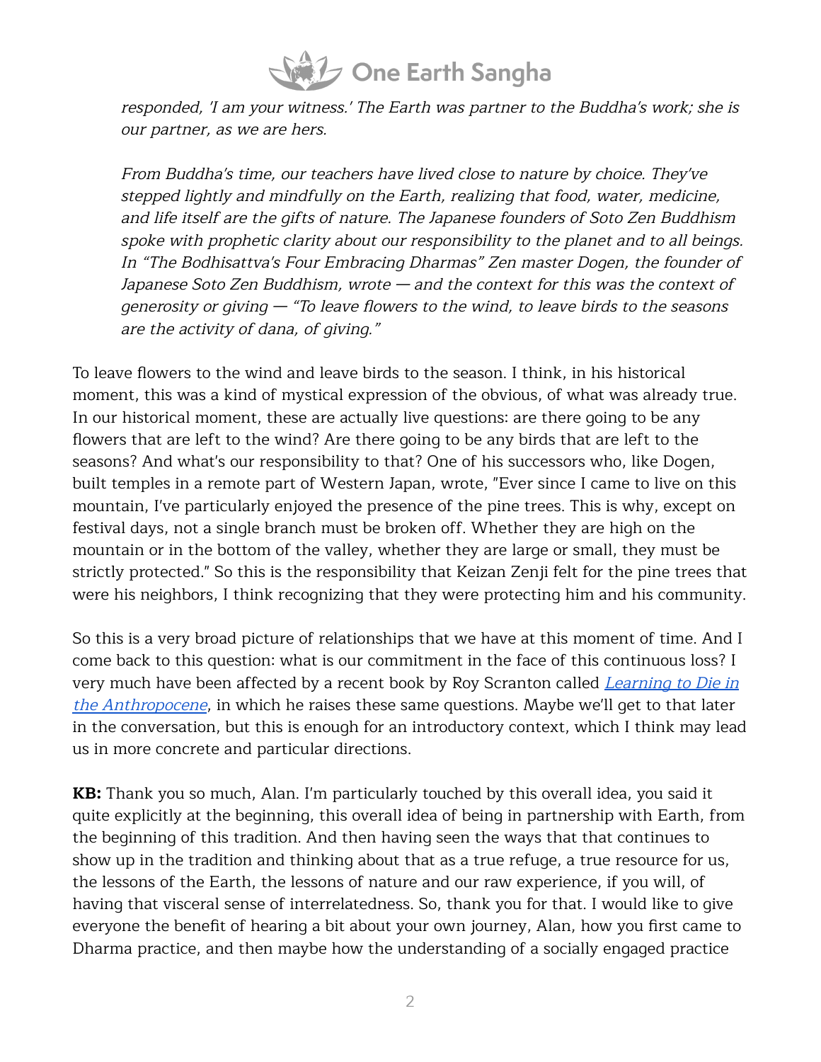*responded, 'I am your witness.' The Earth was partner to the Buddha's work; she is our partner, as we are hers.*

*From Buddha's time, our teachers have lived close to nature by choice. They've stepped lightly and mindfully on the Earth, realizing that food, water, medicine, and life itself are the gifts of nature. The Japanese founders of Soto Zen Buddhism spoke with prophetic clarity about our responsibility to the planet and to all beings. In "The Bodhisattva's Four Embracing Dharmas" Zen master Dogen, the founder of Japanese Soto Zen Buddhism, wrote — and the context for this was the context of generosity or giving — "To leave flowers to the wind, to leave birds to the seasons are the activity of dana, of giving."*

To leave flowers to the wind and leave birds to the season. I think, in his historical moment, this was a kind of mystical expression of the obvious, of what was already true. In our historical moment, these are actually live questions: are there going to be any flowers that are left to the wind? Are there going to be any birds that are left to the seasons? And what's our responsibility to that? One of his successors who, like Dogen, built temples in a remote part of Western Japan, wrote, "Ever since I came to live on this mountain, I've particularly enjoyed the presence of the pine trees. This is why, except on festival days, not a single branch must be broken off. Whether they are high on the mountain or in the bottom of the valley, whether they are large or small, they must be strictly protected." So this is the responsibility that Keizan Zenji felt for the pine trees that were his neighbors, I think recognizing that they were protecting him and his community.

So this is a very broad picture of relationships that we have at this moment of time. And I come back to this question: what is our commitment in the face of this continuous loss? I very much have been affected by a recent book by Roy Scranton called *Learning to Die in the Anthropocene*, in which he raises these same questions. Maybe we'll get to that later in the conversation, but this is enough for an introductory context, which I think may lead us in more concrete and particular directions.

**KB:** Thank you so much, Alan. I'm particularly touched by this overall idea, you said it quite explicitly at the beginning, this overall idea of being in partnership with Earth, from the beginning of this tradition. And then having seen the ways that that continues to show up in the tradition and thinking about that as a true refuge, a true resource for us, the lessons of the Earth, the lessons of nature and our raw experience, if you will, of having that visceral sense of interrelatedness. So, thank you for that. I would like to give everyone the benefit of hearing a bit about your own journey, Alan, how you first came to Dharma practice, and then maybe how the understanding of a socially engaged practice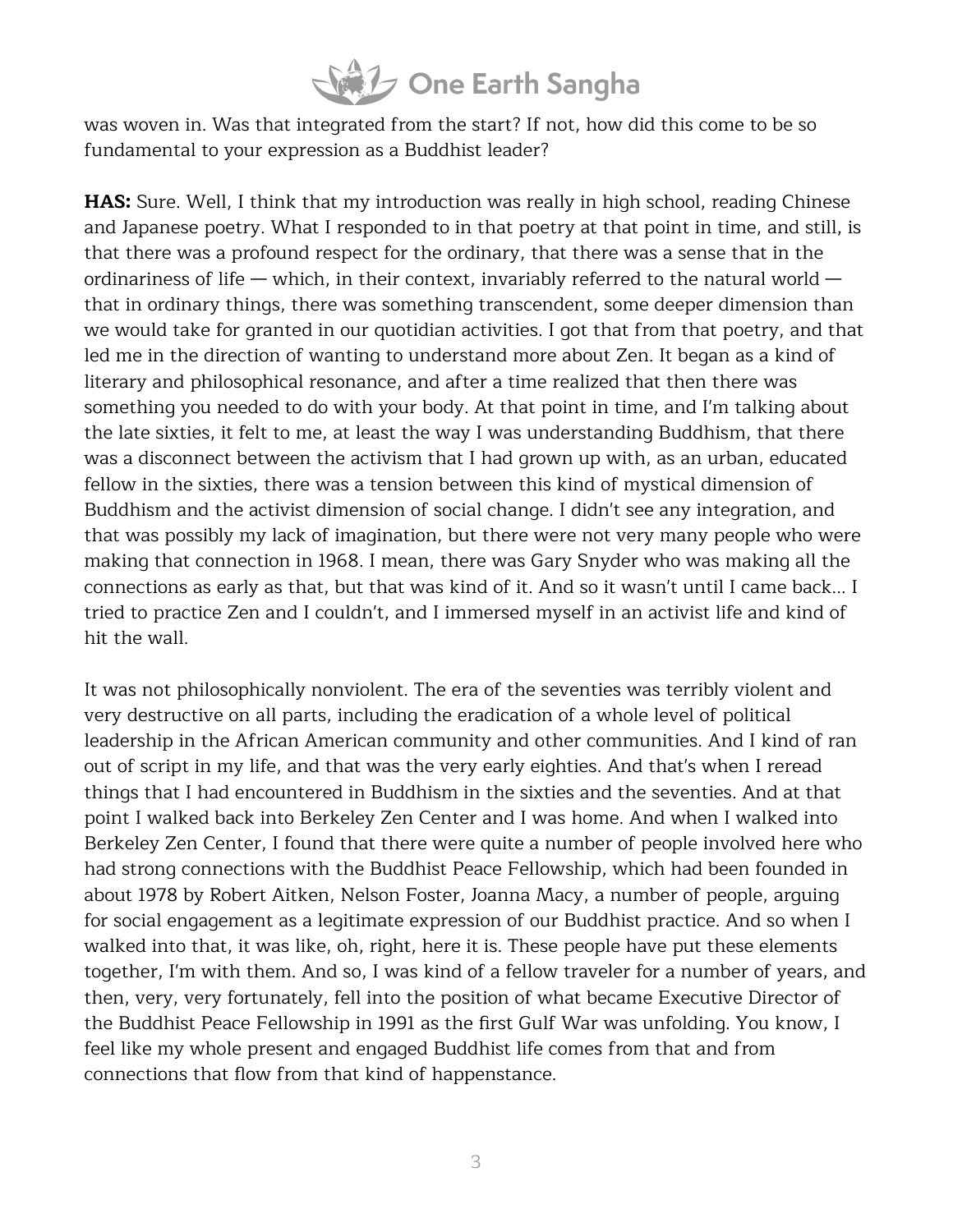was woven in. Was that integrated from the start? If not, how did this come to be so fundamental to your expression as a Buddhist leader?

**HAS:** Sure. Well, I think that my introduction was really in high school, reading Chinese and Japanese poetry. What I responded to in that poetry at that point in time, and still, is that there was a profound respect for the ordinary, that there was a sense that in the ordinariness of life — which, in their context, invariably referred to the natural world — that in ordinary things, there was something transcendent, some deeper dimension than we would take for granted in our quotidian activities. I got that from that poetry, and that led me in the direction of wanting to understand more about Zen. It began as a kind of literary and philosophical resonance, and after a time realized that then there was something you needed to do with your body. At that point in time, and I'm talking about the late sixties, it felt to me, at least the way I was understanding Buddhism, that there was a disconnect between the activism that I had grown up with, as an urban, educated fellow in the sixties, there was a tension between this kind of mystical dimension of Buddhism and the activist dimension of social change. I didn't see any integration, and that was possibly my lack of imagination, but there were not very many people who were making that connection in 1968. I mean, there was Gary Snyder who was making all the connections as early as that, but that was kind of it. And so it wasn't until I came back... I tried to practice Zen and I couldn't, and I immersed myself in an activist life and kind of hit the wall.

It was not philosophically nonviolent. The era of the seventies was terribly violent and very destructive on all parts, including the eradication of a whole level of political leadership in the African American community and other communities. And I kind of ran out of script in my life, and that was the very early eighties. And that's when I reread things that I had encountered in Buddhism in the sixties and the seventies. And at that point I walked back into Berkeley Zen Center and I was home. And when I walked into Berkeley Zen Center, I found that there were quite a number of people involved here who had strong connections with the Buddhist Peace Fellowship, which had been founded in about 1978 by Robert Aitken, Nelson Foster, Joanna Macy, a number of people, arguing for social engagement as a legitimate expression of our Buddhist practice. And so when I walked into that, it was like, oh, right, here it is. These people have put these elements together, I'm with them. And so, I was kind of a fellow traveler for a number of years, and then, very, very fortunately, fell into the position of what became Executive Director of the Buddhist Peace Fellowship in 1991 as the first Gulf War was unfolding. You know, I feel like my whole present and engaged Buddhist life comes from that and from connections that flow from that kind of happenstance.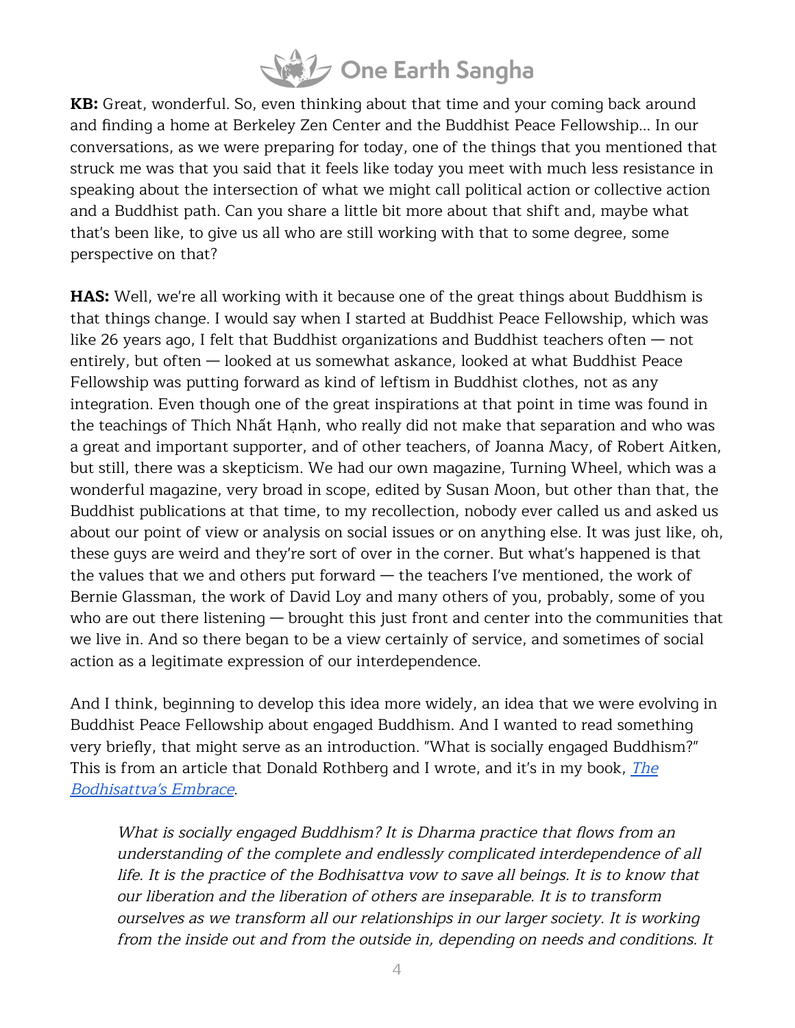**KB:** Great, wonderful. So, even thinking about that time and your coming back around and finding a home at Berkeley Zen Center and the Buddhist Peace Fellowship… In our conversations, as we were preparing for today, one of the things that you mentioned that struck me was that you said that it feels like today you meet with much less resistance in speaking about the intersection of what we might call political action or collective action and a Buddhist path. Can you share a little bit more about that shift and, maybe what that's been like, to give us all who are still working with that to some degree, some perspective on that?

**HAS:** Well, we're all working with it because one of the great things about Buddhism is that things change. I would say when I started at Buddhist Peace Fellowship, which was like 26 years ago, I felt that Buddhist organizations and Buddhist teachers often — not entirely, but often — looked at us somewhat askance, looked at what Buddhist Peace Fellowship was putting forward as kind of leftism in Buddhist clothes, not as any integration. Even though one of the great inspirations at that point in time was found in the teachings of Thích Nhất Hạnh, who really did not make that separation and who was a great and important supporter, and of other teachers, of Joanna Macy, of Robert Aitken, but still, there was a skepticism. We had our own magazine, Turning Wheel, which was a wonderful magazine, very broad in scope, edited by Susan Moon, but other than that, the Buddhist publications at that time, to my recollection, nobody ever called us and asked us about our point of view or analysis on social issues or on anything else. It was just like, oh, these guys are weird and they're sort of over in the corner. But what's happened is that the values that we and others put forward — the teachers I've mentioned, the work of Bernie Glassman, the work of David Loy and many others of you, probably, some of you who are out there listening — brought this just front and center into the communities that we live in. And so there began to be a view certainly of service, and sometimes of social action as a legitimate expression of our interdependence.

And I think, beginning to develop this idea more widely, an idea that we were evolving in Buddhist Peace Fellowship about engaged Buddhism. And I wanted to read something very briefly, that might serve as an introduction. "What is socially engaged Buddhism?" This is from an article that Donald Rothberg and I wrote, and it's in my book, [*The Bodhisattva's Embrace*].

> *What is socially engaged Buddhism? It is Dharma practice that flows from an understanding of the complete and endlessly complicated interdependence of all life. It is the practice of the Bodhisattva vow to save all beings. It is to know that our liberation and the liberation of others are inseparable. It is to transform ourselves as we transform all our relationships in our larger society. It is working from the inside out and from the outside in, depending on needs and conditions. It*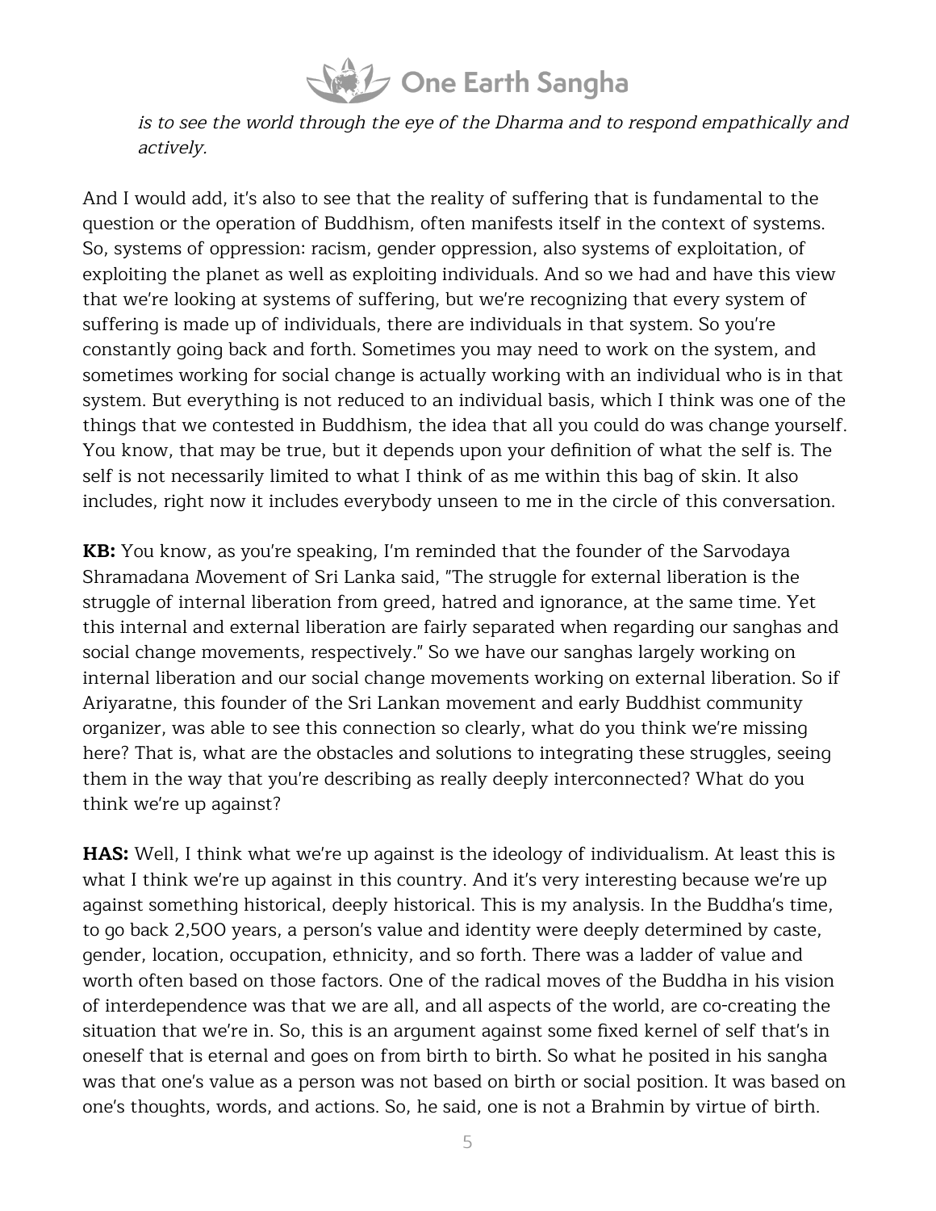*is to see the world through the eye of the Dharma and to respond empathically and actively.*

And I would add, it's also to see that the reality of suffering that is fundamental to the question or the operation of Buddhism, often manifests itself in the context of systems. So, systems of oppression: racism, gender oppression, also systems of exploitation, of exploiting the planet as well as exploiting individuals. And so we had and have this view that we're looking at systems of suffering, but we're recognizing that every system of suffering is made up of individuals, there are individuals in that system. So you're constantly going back and forth. Sometimes you may need to work on the system, and sometimes working for social change is actually working with an individual who is in that system. But everything is not reduced to an individual basis, which I think was one of the things that we contested in Buddhism, the idea that all you could do was change yourself. You know, that may be true, but it depends upon your definition of what the self is. The self is not necessarily limited to what I think of as me within this bag of skin. It also includes, right now it includes everybody unseen to me in the circle of this conversation.

**KB:** You know, as you're speaking, I'm reminded that the founder of the Sarvodaya Shramadana Movement of Sri Lanka said, "The struggle for external liberation is the struggle of internal liberation from greed, hatred and ignorance, at the same time. Yet this internal and external liberation are fairly separated when regarding our sanghas and social change movements, respectively." So we have our sanghas largely working on internal liberation and our social change movements working on external liberation. So if Ariyaratne, this founder of the Sri Lankan movement and early Buddhist community organizer, was able to see this connection so clearly, what do you think we're missing here? That is, what are the obstacles and solutions to integrating these struggles, seeing them in the way that you're describing as really deeply interconnected? What do you think we're up against?

**HAS:** Well, I think what we're up against is the ideology of individualism. At least this is what I think we're up against in this country. And it's very interesting because we're up against something historical, deeply historical. This is my analysis. In the Buddha's time, to go back 2,500 years, a person's value and identity were deeply determined by caste, gender, location, occupation, ethnicity, and so forth. There was a ladder of value and worth often based on those factors. One of the radical moves of the Buddha in his vision of interdependence was that we are all, and all aspects of the world, are co-creating the situation that we're in. So, this is an argument against some fixed kernel of self that's in oneself that is eternal and goes on from birth to birth. So what he posited in his sangha was that one's value as a person was not based on birth or social position. It was based on one's thoughts, words, and actions. So, he said, one is not a Brahmin by virtue of birth.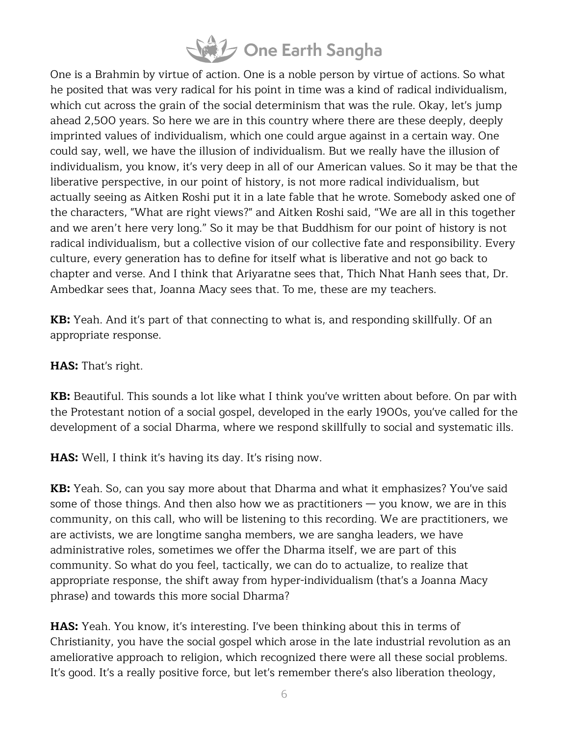One is a Brahmin by virtue of action. One is a noble person by virtue of actions. So what he posited that was very radical for his point in time was a kind of radical individualism, which cut across the grain of the social determinism that was the rule. Okay, let's jump ahead 2,500 years. So here we are in this country where there are these deeply, deeply imprinted values of individualism, which one could argue against in a certain way. One could say, well, we have the illusion of individualism. But we really have the illusion of individualism, you know, it's very deep in all of our American values. So it may be that the liberative perspective, in our point of history, is not more radical individualism, but actually seeing as Aitken Roshi put it in a late fable that he wrote. Somebody asked one of the characters, "What are right views?" and Aitken Roshi said, "We are all in this together and we aren't here very long." So it may be that Buddhism for our point of history is not radical individualism, but a collective vision of our collective fate and responsibility. Every culture, every generation has to define for itself what is liberative and not go back to chapter and verse. And I think that Ariyaratne sees that, Thich Nhat Hanh sees that, Dr. Ambedkar sees that, Joanna Macy sees that. To me, these are my teachers.

**KB:** Yeah. And it's part of that connecting to what is, and responding skillfully. Of an appropriate response.

**HAS:** That's right.

**KB:** Beautiful. This sounds a lot like what I think you've written about before. On par with the Protestant notion of a social gospel, developed in the early 1900s, you've called for the development of a social Dharma, where we respond skillfully to social and systematic ills.

**HAS:** Well, I think it's having its day. It's rising now.

**KB:** Yeah. So, can you say more about that Dharma and what it emphasizes? You've said some of those things. And then also how we as practitioners — you know, we are in this community, on this call, who will be listening to this recording. We are practitioners, we are activists, we are longtime sangha members, we are sangha leaders, we have administrative roles, sometimes we offer the Dharma itself, we are part of this community. So what do you feel, tactically, we can do to actualize, to realize that appropriate response, the shift away from hyper-individualism (that's a Joanna Macy phrase) and towards this more social Dharma?

**HAS:** Yeah. You know, it's interesting. I've been thinking about this in terms of Christianity, you have the social gospel which arose in the late industrial revolution as an ameliorative approach to religion, which recognized there were all these social problems. It's good. It's a really positive force, but let's remember there's also liberation theology,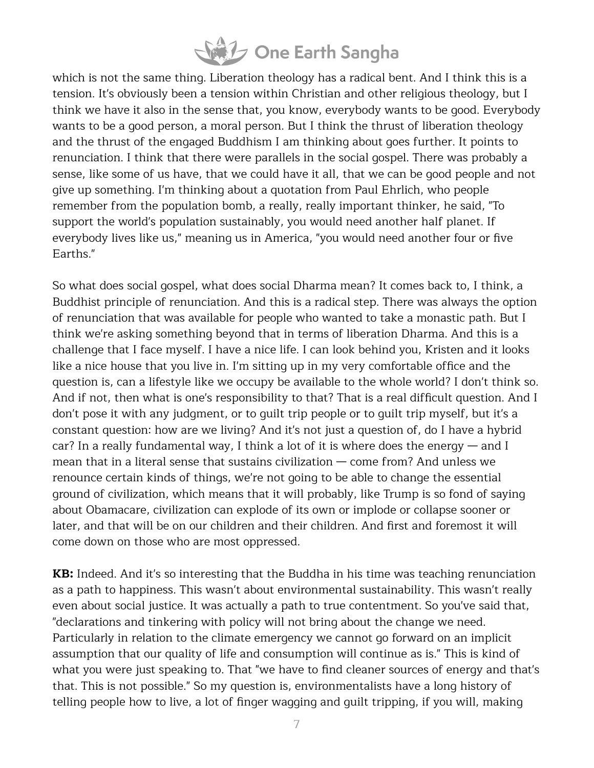which is not the same thing. Liberation theology has a radical bent. And I think this is a tension. It's obviously been a tension within Christian and other religious theology, but I think we have it also in the sense that, you know, everybody wants to be good. Everybody wants to be a good person, a moral person. But I think the thrust of liberation theology and the thrust of the engaged Buddhism I am thinking about goes further. It points to renunciation. I think that there were parallels in the social gospel. There was probably a sense, like some of us have, that we could have it all, that we can be good people and not give up something. I'm thinking about a quotation from Paul Ehrlich, who people remember from the population bomb, a really, really important thinker, he said, "To support the world's population sustainably, you would need another half planet. If everybody lives like us," meaning us in America, "you would need another four or five Earths."

So what does social gospel, what does social Dharma mean? It comes back to, I think, a Buddhist principle of renunciation. And this is a radical step. There was always the option of renunciation that was available for people who wanted to take a monastic path. But I think we're asking something beyond that in terms of liberation Dharma. And this is a challenge that I face myself. I have a nice life. I can look behind you, Kristen and it looks like a nice house that you live in. I'm sitting up in my very comfortable office and the question is, can a lifestyle like we occupy be available to the whole world? I don't think so. And if not, then what is one's responsibility to that? That is a real difficult question. And I don't pose it with any judgment, or to guilt trip people or to guilt trip myself, but it's a constant question: how are we living? And it's not just a question of, do I have a hybrid car? In a really fundamental way, I think a lot of it is where does the energy — and I mean that in a literal sense that sustains civilization — come from? And unless we renounce certain kinds of things, we're not going to be able to change the essential ground of civilization, which means that it will probably, like Trump is so fond of saying about Obamacare, civilization can explode of its own or implode or collapse sooner or later, and that will be on our children and their children. And first and foremost it will come down on those who are most oppressed.

**KB:** Indeed. And it's so interesting that the Buddha in his time was teaching renunciation as a path to happiness. This wasn't about environmental sustainability. This wasn't really even about social justice. It was actually a path to true contentment. So you've said that, "declarations and tinkering with policy will not bring about the change we need. Particularly in relation to the climate emergency we cannot go forward on an implicit assumption that our quality of life and consumption will continue as is." This is kind of what you were just speaking to. That "we have to find cleaner sources of energy and that's that. This is not possible." So my question is, environmentalists have a long history of telling people how to live, a lot of finger wagging and guilt tripping, if you will, making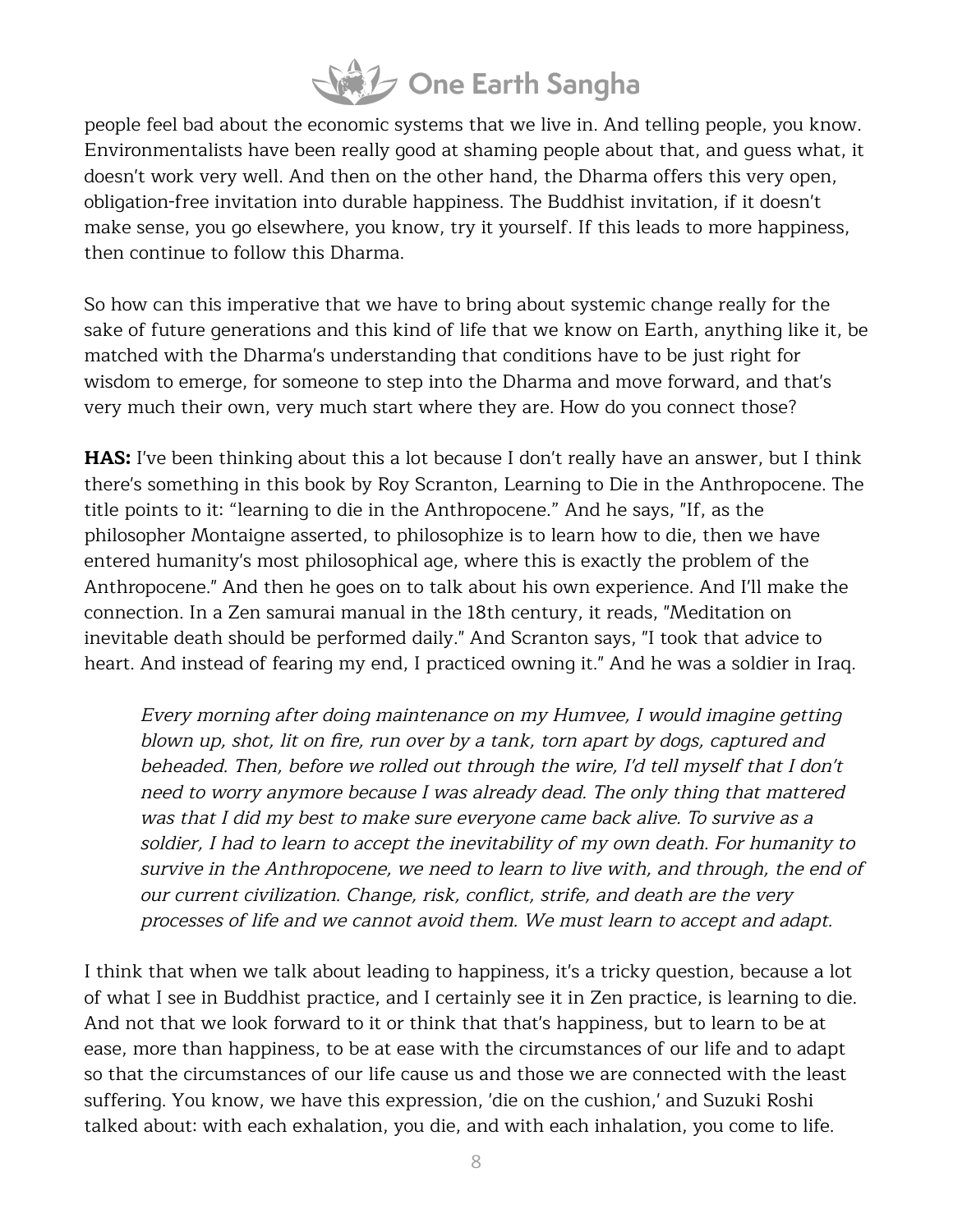people feel bad about the economic systems that we live in. And telling people, you know. Environmentalists have been really good at shaming people about that, and guess what, it doesn't work very well. And then on the other hand, the Dharma offers this very open, obligation-free invitation into durable happiness. The Buddhist invitation, if it doesn't make sense, you go elsewhere, you know, try it yourself. If this leads to more happiness, then continue to follow this Dharma.

So how can this imperative that we have to bring about systemic change really for the sake of future generations and this kind of life that we know on Earth, anything like it, be matched with the Dharma's understanding that conditions have to be just right for wisdom to emerge, for someone to step into the Dharma and move forward, and that's very much their own, very much start where they are. How do you connect those?

**HAS:** I've been thinking about this a lot because I don't really have an answer, but I think there's something in this book by Roy Scranton, Learning to Die in the Anthropocene. The title points to it: "learning to die in the Anthropocene." And he says, "If, as the philosopher Montaigne asserted, to philosophize is to learn how to die, then we have entered humanity's most philosophical age, where this is exactly the problem of the Anthropocene." And then he goes on to talk about his own experience. And I'll make the connection. In a Zen samurai manual in the 18th century, it reads, "Meditation on inevitable death should be performed daily." And Scranton says, "I took that advice to heart. And instead of fearing my end, I practiced owning it." And he was a soldier in Iraq.

> *Every morning after doing maintenance on my Humvee, I would imagine getting blown up, shot, lit on fire, run over by a tank, torn apart by dogs, captured and beheaded. Then, before we rolled out through the wire, I'd tell myself that I don't need to worry anymore because I was already dead. The only thing that mattered was that I did my best to make sure everyone came back alive. To survive as a soldier, I had to learn to accept the inevitability of my own death. For humanity to survive in the Anthropocene, we need to learn to live with, and through, the end of our current civilization. Change, risk, conflict, strife, and death are the very processes of life and we cannot avoid them. We must learn to accept and adapt.*

I think that when we talk about leading to happiness, it's a tricky question, because a lot of what I see in Buddhist practice, and I certainly see it in Zen practice, is learning to die. And not that we look forward to it or think that that's happiness, but to learn to be at ease, more than happiness, to be at ease with the circumstances of our life and to adapt so that the circumstances of our life cause us and those we are connected with the least suffering. You know, we have this expression, 'die on the cushion,' and Suzuki Roshi talked about: with each exhalation, you die, and with each inhalation, you come to life.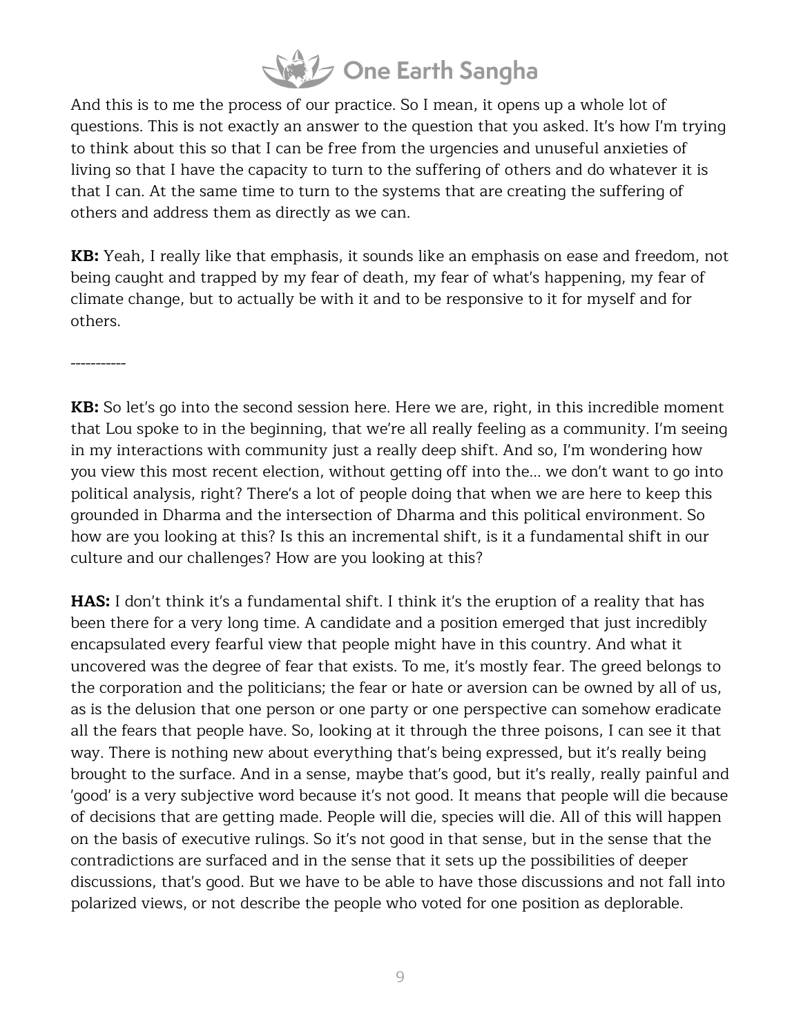And this is to me the process of our practice. So I mean, it opens up a whole lot of questions. This is not exactly an answer to the question that you asked. It's how I'm trying to think about this so that I can be free from the urgencies and unuseful anxieties of living so that I have the capacity to turn to the suffering of others and do whatever it is that I can. At the same time to turn to the systems that are creating the suffering of others and address them as directly as we can.

**KB:** Yeah, I really like that emphasis, it sounds like an emphasis on ease and freedom, not being caught and trapped by my fear of death, my fear of what's happening, my fear of climate change, but to actually be with it and to be responsive to it for myself and for others.

-----------

**KB:** So let's go into the second session here. Here we are, right, in this incredible moment that Lou spoke to in the beginning, that we're all really feeling as a community. I'm seeing in my interactions with community just a really deep shift. And so, I'm wondering how you view this most recent election, without getting off into the... we don't want to go into political analysis, right? There's a lot of people doing that when we are here to keep this grounded in Dharma and the intersection of Dharma and this political environment. So how are you looking at this? Is this an incremental shift, is it a fundamental shift in our culture and our challenges? How are you looking at this?

**HAS:** I don't think it's a fundamental shift. I think it's the eruption of a reality that has been there for a very long time. A candidate and a position emerged that just incredibly encapsulated every fearful view that people might have in this country. And what it uncovered was the degree of fear that exists. To me, it's mostly fear. The greed belongs to the corporation and the politicians; the fear or hate or aversion can be owned by all of us, as is the delusion that one person or one party or one perspective can somehow eradicate all the fears that people have. So, looking at it through the three poisons, I can see it that way. There is nothing new about everything that's being expressed, but it's really being brought to the surface. And in a sense, maybe that's good, but it's really, really painful and 'good' is a very subjective word because it's not good. It means that people will die because of decisions that are getting made. People will die, species will die. All of this will happen on the basis of executive rulings. So it's not good in that sense, but in the sense that the contradictions are surfaced and in the sense that it sets up the possibilities of deeper discussions, that's good. But we have to be able to have those discussions and not fall into polarized views, or not describe the people who voted for one position as deplorable.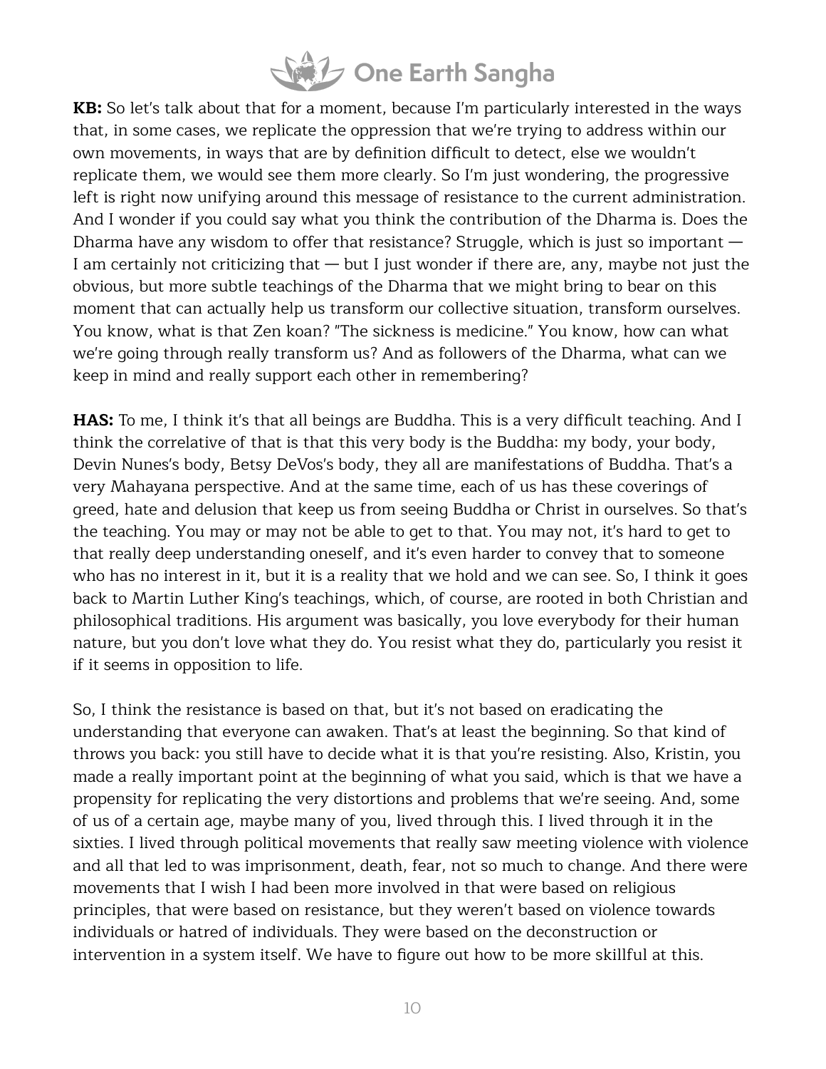**KB:** So let's talk about that for a moment, because I'm particularly interested in the ways that, in some cases, we replicate the oppression that we're trying to address within our own movements, in ways that are by definition difficult to detect, else we wouldn't replicate them, we would see them more clearly. So I'm just wondering, the progressive left is right now unifying around this message of resistance to the current administration. And I wonder if you could say what you think the contribution of the Dharma is. Does the Dharma have any wisdom to offer that resistance? Struggle, which is just so important — I am certainly not criticizing that — but I just wonder if there are, any, maybe not just the obvious, but more subtle teachings of the Dharma that we might bring to bear on this moment that can actually help us transform our collective situation, transform ourselves. You know, what is that Zen koan? "The sickness is medicine." You know, how can what we're going through really transform us? And as followers of the Dharma, what can we keep in mind and really support each other in remembering?

**HAS:** To me, I think it's that all beings are Buddha. This is a very difficult teaching. And I think the correlative of that is that this very body is the Buddha: my body, your body, Devin Nunes's body, Betsy DeVos's body, they all are manifestations of Buddha. That's a very Mahayana perspective. And at the same time, each of us has these coverings of greed, hate and delusion that keep us from seeing Buddha or Christ in ourselves. So that's the teaching. You may or may not be able to get to that. You may not, it's hard to get to that really deep understanding oneself, and it's even harder to convey that to someone who has no interest in it, but it is a reality that we hold and we can see. So, I think it goes back to Martin Luther King's teachings, which, of course, are rooted in both Christian and philosophical traditions. His argument was basically, you love everybody for their human nature, but you don't love what they do. You resist what they do, particularly you resist it if it seems in opposition to life.

So, I think the resistance is based on that, but it's not based on eradicating the understanding that everyone can awaken. That's at least the beginning. So that kind of throws you back: you still have to decide what it is that you're resisting. Also, Kristin, you made a really important point at the beginning of what you said, which is that we have a propensity for replicating the very distortions and problems that we're seeing. And, some of us of a certain age, maybe many of you, lived through this. I lived through it in the sixties. I lived through political movements that really saw meeting violence with violence and all that led to was imprisonment, death, fear, not so much to change. And there were movements that I wish I had been more involved in that were based on religious principles, that were based on resistance, but they weren't based on violence towards individuals or hatred of individuals. They were based on the deconstruction or intervention in a system itself. We have to figure out how to be more skillful at this.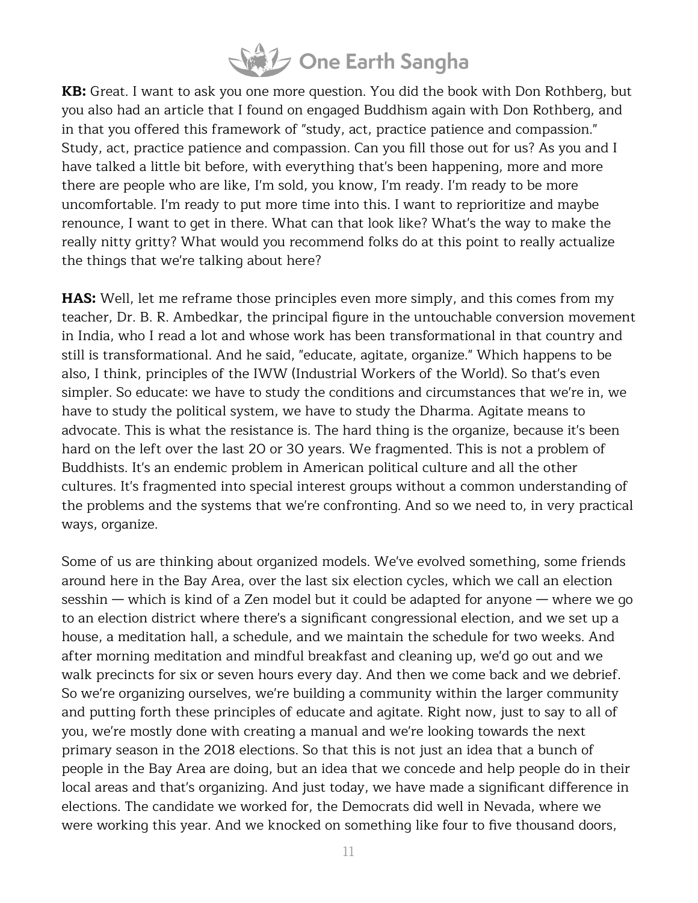**KB:** Great. I want to ask you one more question. You did the book with Don Rothberg, but you also had an article that I found on engaged Buddhism again with Don Rothberg, and in that you offered this framework of "study, act, practice patience and compassion." Study, act, practice patience and compassion. Can you fill those out for us? As you and I have talked a little bit before, with everything that's been happening, more and more there are people who are like, I'm sold, you know, I'm ready. I'm ready to be more uncomfortable. I'm ready to put more time into this. I want to reprioritize and maybe renounce, I want to get in there. What can that look like? What's the way to make the really nitty gritty? What would you recommend folks do at this point to really actualize the things that we're talking about here?

**HAS:** Well, let me reframe those principles even more simply, and this comes from my teacher, Dr. B. R. Ambedkar, the principal figure in the untouchable conversion movement in India, who I read a lot and whose work has been transformational in that country and still is transformational. And he said, "educate, agitate, organize." Which happens to be also, I think, principles of the IWW (Industrial Workers of the World). So that's even simpler. So educate: we have to study the conditions and circumstances that we're in, we have to study the political system, we have to study the Dharma. Agitate means to advocate. This is what the resistance is. The hard thing is the organize, because it's been hard on the left over the last 20 or 30 years. We fragmented. This is not a problem of Buddhists. It's an endemic problem in American political culture and all the other cultures. It's fragmented into special interest groups without a common understanding of the problems and the systems that we're confronting. And so we need to, in very practical ways, organize.

Some of us are thinking about organized models. We've evolved something, some friends around here in the Bay Area, over the last six election cycles, which we call an election sesshin — which is kind of a Zen model but it could be adapted for anyone — where we go to an election district where there's a significant congressional election, and we set up a house, a meditation hall, a schedule, and we maintain the schedule for two weeks. And after morning meditation and mindful breakfast and cleaning up, we'd go out and we walk precincts for six or seven hours every day. And then we come back and we debrief. So we're organizing ourselves, we're building a community within the larger community and putting forth these principles of educate and agitate. Right now, just to say to all of you, we're mostly done with creating a manual and we're looking towards the next primary season in the 2018 elections. So that this is not just an idea that a bunch of people in the Bay Area are doing, but an idea that we concede and help people do in their local areas and that's organizing. And just today, we have made a significant difference in elections. The candidate we worked for, the Democrats did well in Nevada, where we were working this year. And we knocked on something like four to five thousand doors,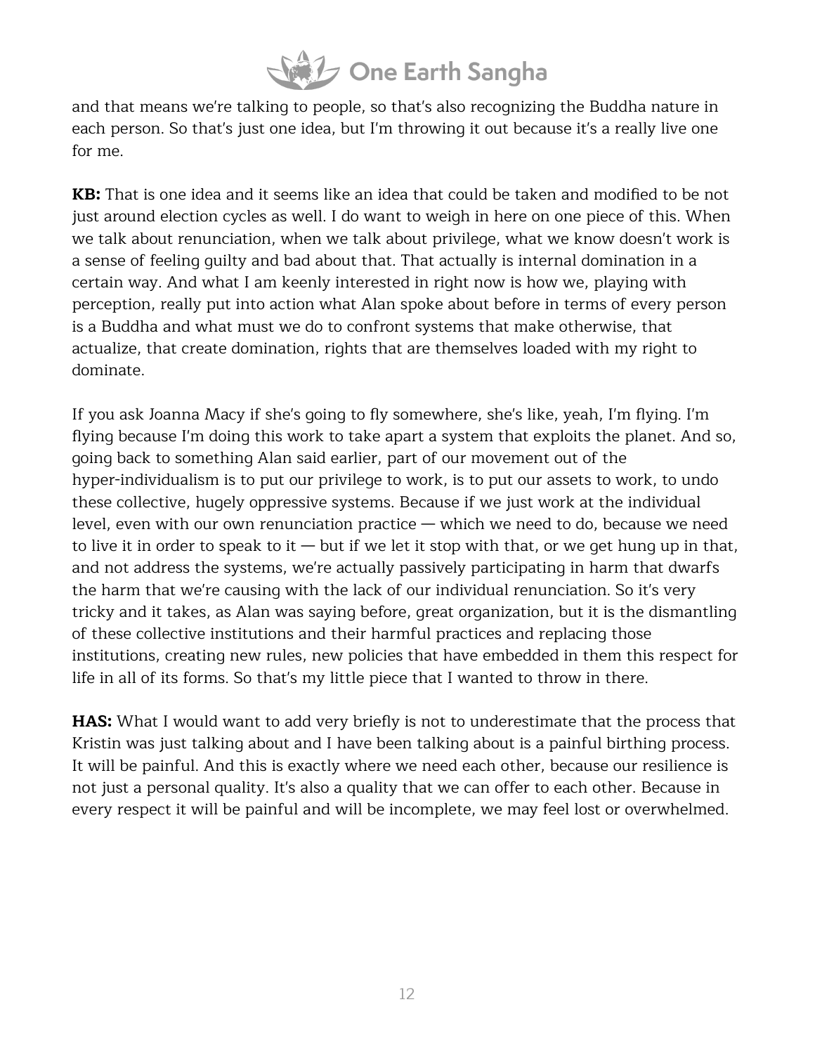and that means we're talking to people, so that's also recognizing the Buddha nature in each person. So that's just one idea, but I'm throwing it out because it's a really live one for me.

**KB:** That is one idea and it seems like an idea that could be taken and modified to be not just around election cycles as well. I do want to weigh in here on one piece of this. When we talk about renunciation, when we talk about privilege, what we know doesn't work is a sense of feeling guilty and bad about that. That actually is internal domination in a certain way. And what I am keenly interested in right now is how we, playing with perception, really put into action what Alan spoke about before in terms of every person is a Buddha and what must we do to confront systems that make otherwise, that actualize, that create domination, rights that are themselves loaded with my right to dominate.

If you ask Joanna Macy if she's going to fly somewhere, she's like, yeah, I'm flying. I'm flying because I'm doing this work to take apart a system that exploits the planet. And so, going back to something Alan said earlier, part of our movement out of the hyper-individualism is to put our privilege to work, is to put our assets to work, to undo these collective, hugely oppressive systems. Because if we just work at the individual level, even with our own renunciation practice — which we need to do, because we need to live it in order to speak to it — but if we let it stop with that, or we get hung up in that, and not address the systems, we're actually passively participating in harm that dwarfs the harm that we're causing with the lack of our individual renunciation. So it's very tricky and it takes, as Alan was saying before, great organization, but it is the dismantling of these collective institutions and their harmful practices and replacing those institutions, creating new rules, new policies that have embedded in them this respect for life in all of its forms. So that's my little piece that I wanted to throw in there.

**HAS:** What I would want to add very briefly is not to underestimate that the process that Kristin was just talking about and I have been talking about is a painful birthing process. It will be painful. And this is exactly where we need each other, because our resilience is not just a personal quality. It's also a quality that we can offer to each other. Because in every respect it will be painful and will be incomplete, we may feel lost or overwhelmed.